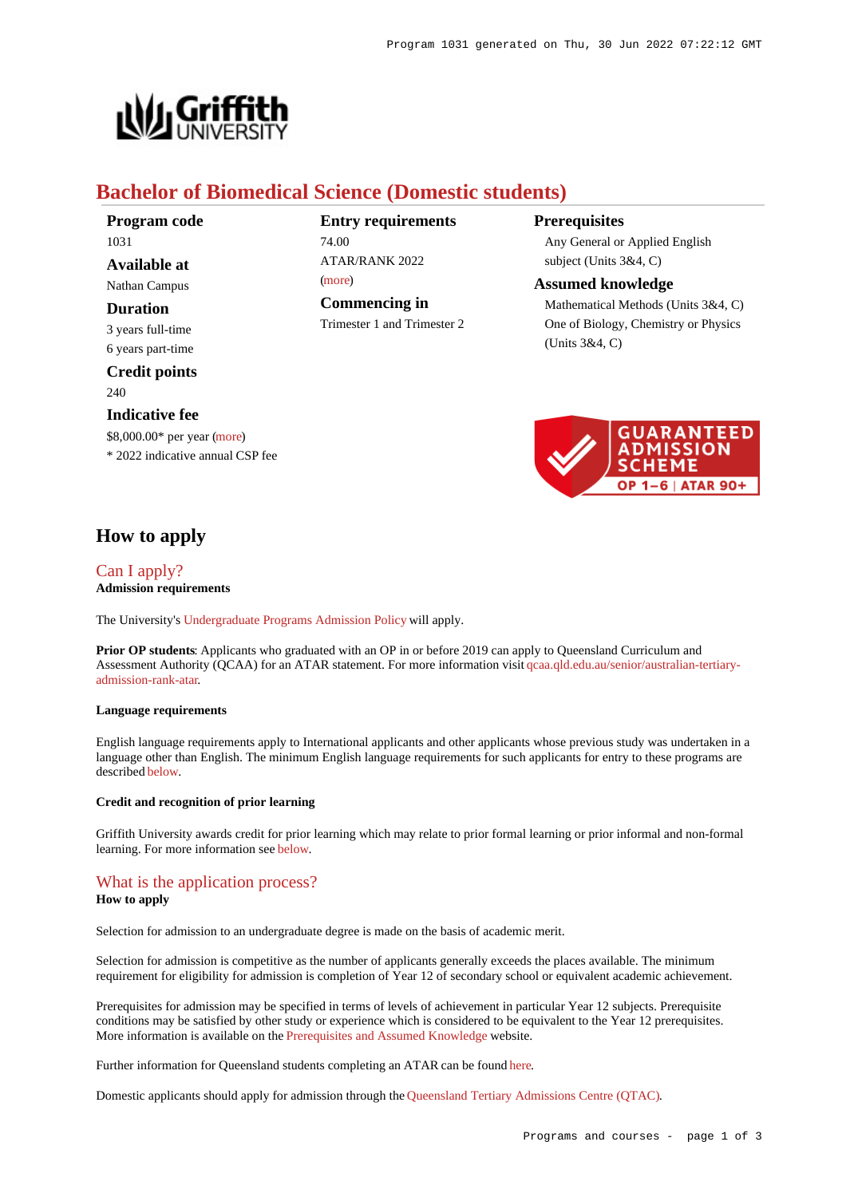# Bachelor of Biomedical Science (Domestic students)

**Program code**
1031

**Available at**
Nathan Campus

**Duration**
3 years full-time
6 years part-time

**Credit points**
240

**Indicative fee**
$8,000.00* per year (more)
* 2022 indicative annual CSP fee

**Entry requirements**
74.00
ATAR/RANK 2022
(more)

**Commencing in**
Trimester 1 and Trimester 2

**Prerequisites**
Any General or Applied English subject (Units 3&4, C)

**Assumed knowledge**
Mathematical Methods (Units 3&4, C)
One of Biology, Chemistry or Physics (Units 3&4, C)

GUARANTEED ADMISSION SCHEME
OP 1–6 | ATAR 90+

## How to apply

### Can I apply?

**Admission requirements**

The University's Undergraduate Programs Admission Policy will apply.

**Prior OP students**: Applicants who graduated with an OP in or before 2019 can apply to Queensland Curriculum and Assessment Authority (QCAA) for an ATAR statement. For more information visit qcaa.qld.edu.au/senior/australian-tertiary-admission-rank-atar.

#### Language requirements

English language requirements apply to International applicants and other applicants whose previous study was undertaken in a language other than English. The minimum English language requirements for such applicants for entry to these programs are described below.

#### Credit and recognition of prior learning

Griffith University awards credit for prior learning which may relate to prior formal learning or prior informal and non-formal learning. For more information see below.

### What is the application process?

**How to apply**

Selection for admission to an undergraduate degree is made on the basis of academic merit.

Selection for admission is competitive as the number of applicants generally exceeds the places available. The minimum requirement for eligibility for admission is completion of Year 12 of secondary school or equivalent academic achievement.

Prerequisites for admission may be specified in terms of levels of achievement in particular Year 12 subjects. Prerequisite conditions may be satisfied by other study or experience which is considered to be equivalent to the Year 12 prerequisites. More information is available on the Prerequisites and Assumed Knowledge website.

Further information for Queensland students completing an ATAR can be found here.

Domestic applicants should apply for admission through the Queensland Tertiary Admissions Centre (QTAC).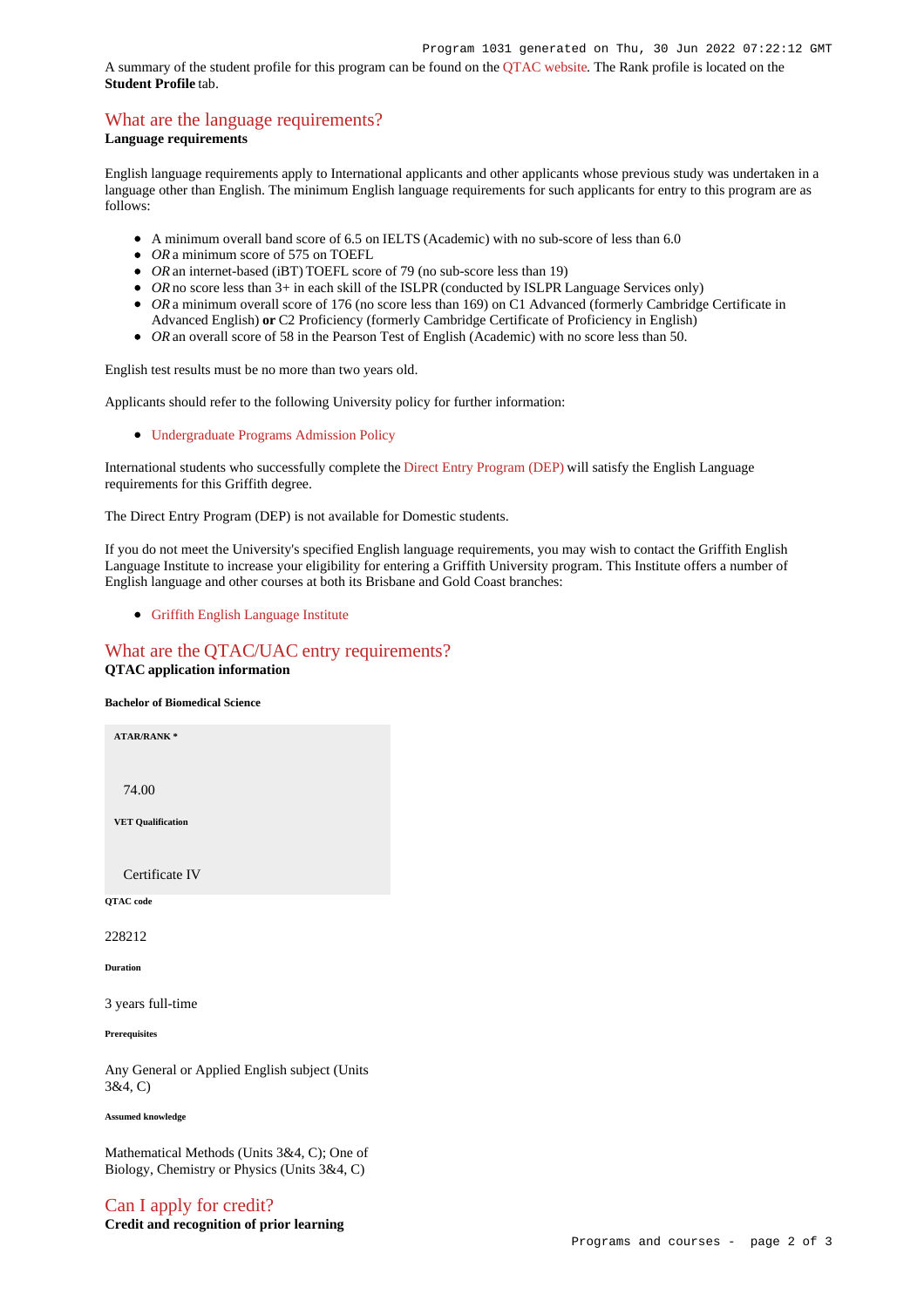A summary of the student profile for this program can be found on the QTAC website. The Rank profile is located on the **Student Profile** tab.

## What are the language requirements?

**Language requirements**

English language requirements apply to International applicants and other applicants whose previous study was undertaken in a language other than English. The minimum English language requirements for such applicants for entry to this program are as follows:

- A minimum overall band score of 6.5 on IELTS (Academic) with no sub-score of less than 6.0
- *OR* a minimum score of 575 on TOEFL
- *OR* an internet-based (iBT) TOEFL score of 79 (no sub-score less than 19)
- *OR* no score less than 3+ in each skill of the ISLPR (conducted by ISLPR Language Services only)
- *OR* a minimum overall score of 176 (no score less than 169) on C1 Advanced (formerly Cambridge Certificate in Advanced English) **or** C2 Proficiency (formerly Cambridge Certificate of Proficiency in English)
- *OR* an overall score of 58 in the Pearson Test of English (Academic) with no score less than 50.

English test results must be no more than two years old.

Applicants should refer to the following University policy for further information:

- Undergraduate Programs Admission Policy

International students who successfully complete the Direct Entry Program (DEP) will satisfy the English Language requirements for this Griffith degree.

The Direct Entry Program (DEP) is not available for Domestic students.

If you do not meet the University's specified English language requirements, you may wish to contact the Griffith English Language Institute to increase your eligibility for entering a Griffith University program. This Institute offers a number of English language and other courses at both its Brisbane and Gold Coast branches:

- Griffith English Language Institute

## What are the QTAC/UAC entry requirements?

**QTAC application information**

**Bachelor of Biomedical Science**

**ATAR/RANK ***

74.00

**VET Qualification**

Certificate IV

**QTAC code**

228212

**Duration**

3 years full-time

**Prerequisites**

Any General or Applied English subject (Units 3&4, C)

**Assumed knowledge**

Mathematical Methods (Units 3&4, C); One of Biology, Chemistry or Physics (Units 3&4, C)

## Can I apply for credit?

**Credit and recognition of prior learning**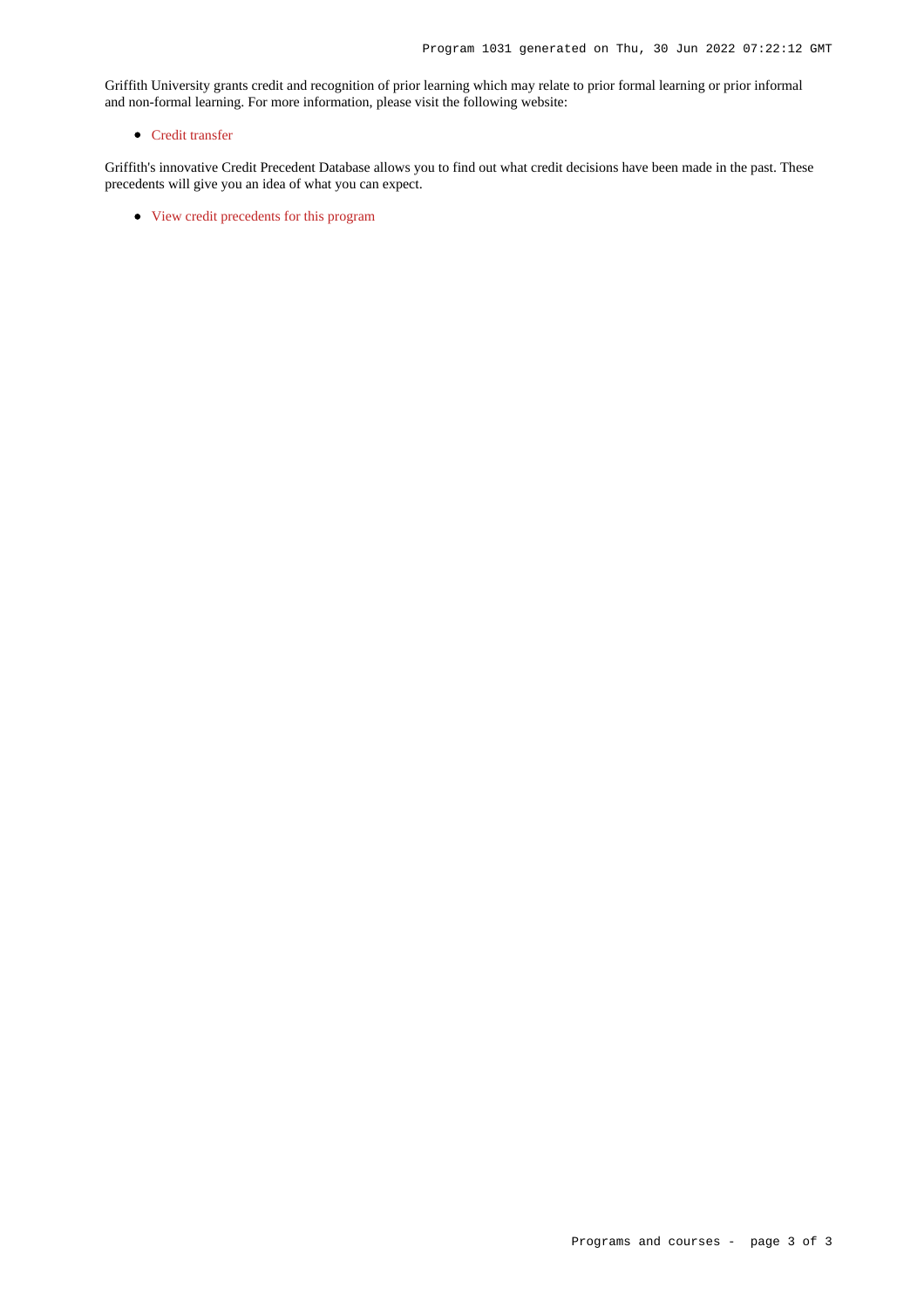Griffith University grants credit and recognition of prior learning which may relate to prior formal learning or prior informal and non-formal learning. For more information, please visit the following website:

- Credit transfer

Griffith's innovative Credit Precedent Database allows you to find out what credit decisions have been made in the past. These precedents will give you an idea of what you can expect.

- View credit precedents for this program